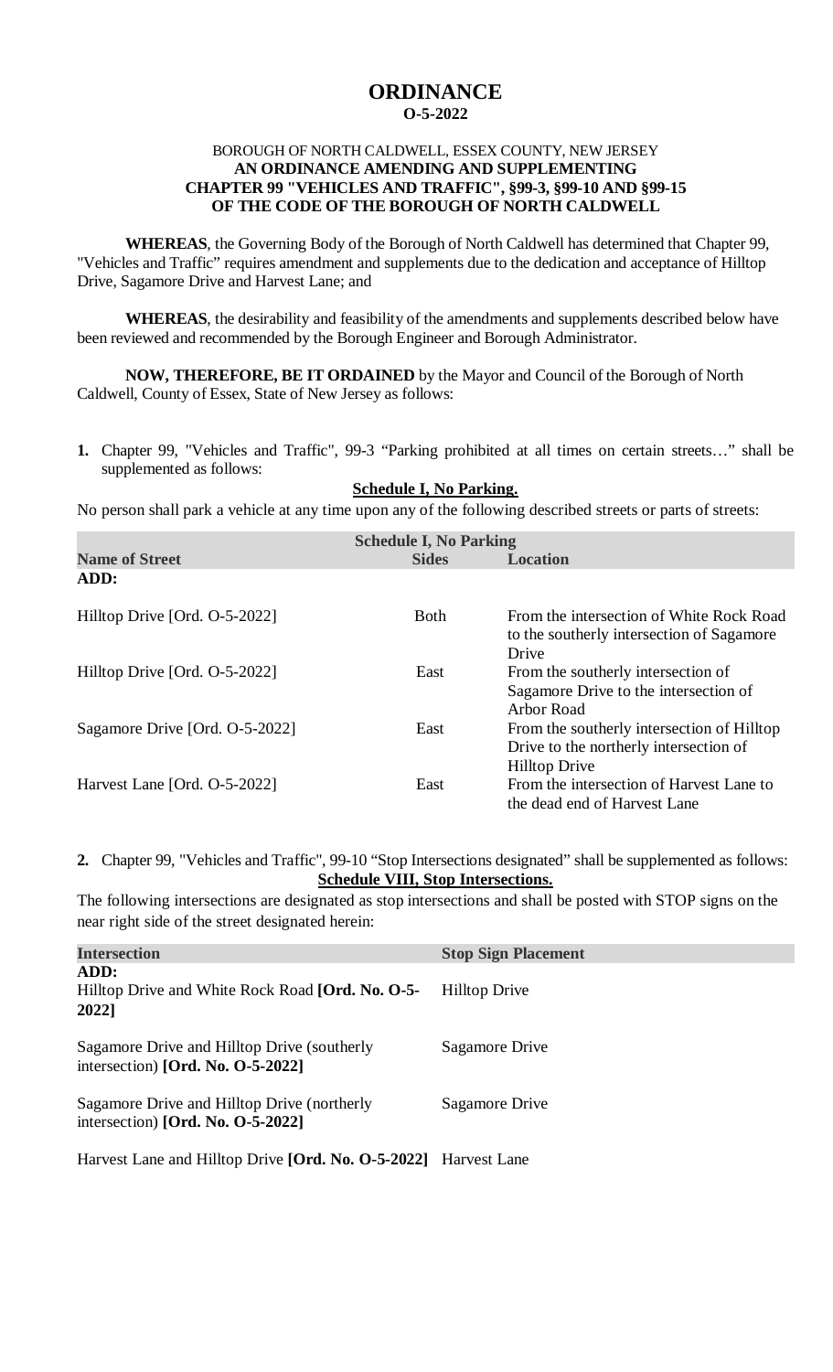# ORDINANCE

## O-5-2022

BOROUGH OF NORTH CALDWELL, ESSEX COUNTY, NEW JERSEY
**AN ORDINANCE AMENDING AND SUPPLEMENTING CHAPTER 99 "VEHICLES AND TRAFFIC", §99-3, §99-10 AND §99-15 OF THE CODE OF THE BOROUGH OF NORTH CALDWELL**

**WHEREAS**, the Governing Body of the Borough of North Caldwell has determined that Chapter 99, "Vehicles and Traffic" requires amendment and supplements due to the dedication and acceptance of Hilltop Drive, Sagamore Drive and Harvest Lane; and

**WHEREAS**, the desirability and feasibility of the amendments and supplements described below have been reviewed and recommended by the Borough Engineer and Borough Administrator.

**NOW, THEREFORE, BE IT ORDAINED** by the Mayor and Council of the Borough of North Caldwell, County of Essex, State of New Jersey as follows:

1. Chapter 99, "Vehicles and Traffic", 99-3 "Parking prohibited at all times on certain streets…" shall be supplemented as follows:

**Schedule I, No Parking.**

No person shall park a vehicle at any time upon any of the following described streets or parts of streets:

| Schedule I, No Parking | | |
|---|---|---|
| **Name of Street** | **Sides** | **Location** |
| **ADD:** | | |
| Hilltop Drive [Ord. O-5-2022] | Both | From the intersection of White Rock Road to the southerly intersection of Sagamore Drive |
| Hilltop Drive [Ord. O-5-2022] | East | From the southerly intersection of Sagamore Drive to the intersection of Arbor Road |
| Sagamore Drive [Ord. O-5-2022] | East | From the southerly intersection of Hilltop Drive to the northerly intersection of Hilltop Drive |
| Harvest Lane [Ord. O-5-2022] | East | From the intersection of Harvest Lane to the dead end of Harvest Lane |

2. Chapter 99, "Vehicles and Traffic", 99-10 "Stop Intersections designated" shall be supplemented as follows:

**Schedule VIII, Stop Intersections.**

The following intersections are designated as stop intersections and shall be posted with STOP signs on the near right side of the street designated herein:

| Intersection | Stop Sign Placement |
|---|---|
| **ADD:** | |
| Hilltop Drive and White Rock Road **[Ord. No. O-5-2022]** | Hilltop Drive |
| Sagamore Drive and Hilltop Drive (southerly intersection) **[Ord. No. O-5-2022]** | Sagamore Drive |
| Sagamore Drive and Hilltop Drive (northerly intersection) **[Ord. No. O-5-2022]** | Sagamore Drive |
| Harvest Lane and Hilltop Drive **[Ord. No. O-5-2022]** | Harvest Lane |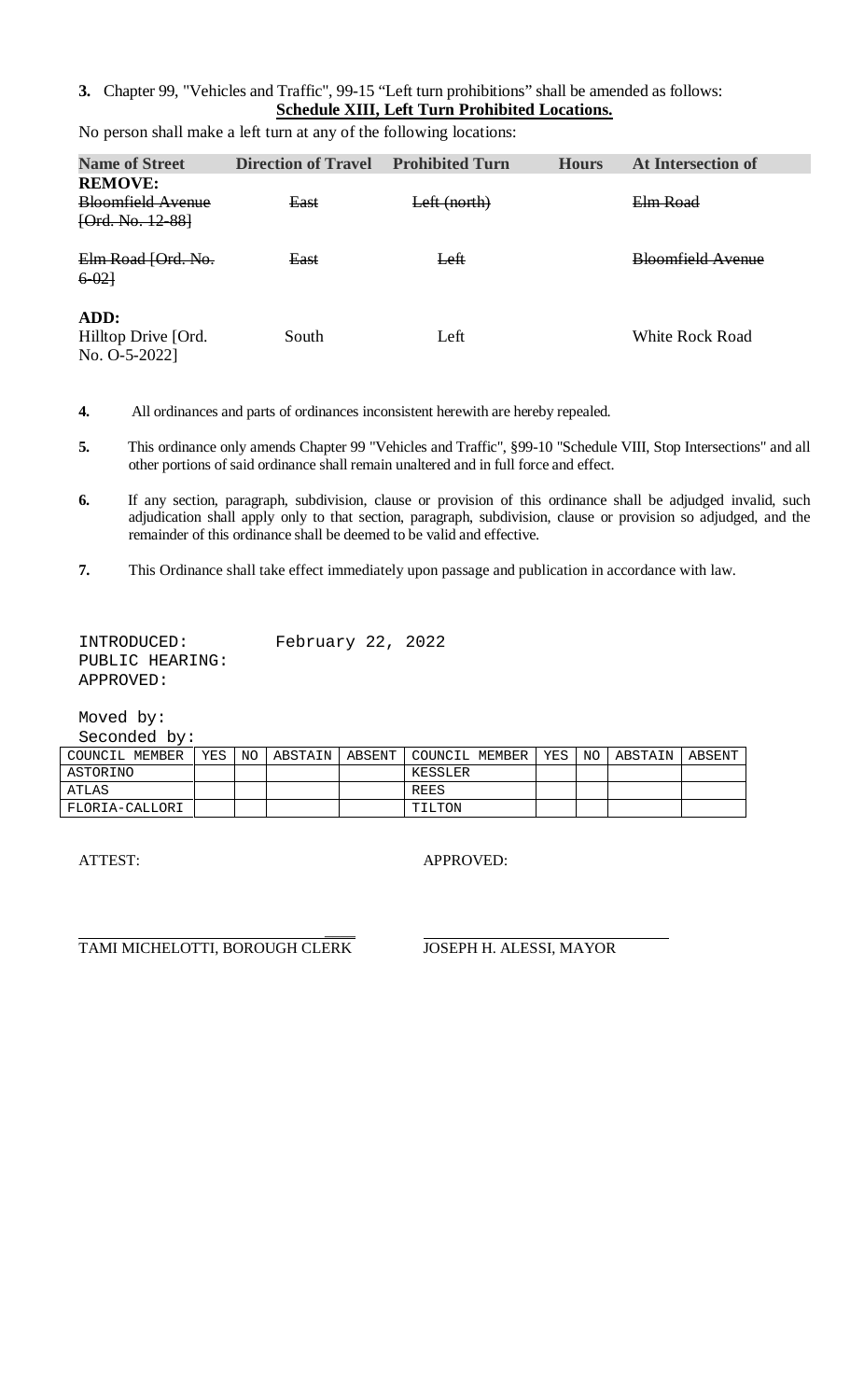**3.** Chapter 99, "Vehicles and Traffic", 99-15 "Left turn prohibitions" shall be amended as follows:

**Schedule XIII, Left Turn Prohibited Locations.**

No person shall make a left turn at any of the following locations:

| Name of Street | Direction of Travel | Prohibited Turn | Hours | At Intersection of |
|---|---|---|---|---|
| **REMOVE:** | | | | |
| ~~Bloomfield Avenue [Ord. No. 12-88]~~ | ~~East~~ | ~~Left (north)~~ | | ~~Elm Road~~ |
| ~~Elm Road [Ord. No. 6-02]~~ | ~~East~~ | ~~Left~~ | | ~~Bloomfield Avenue~~ |
| **ADD:** | | | | |
| Hilltop Drive [Ord. No. O-5-2022] | South | Left | | White Rock Road |

**4.** All ordinances and parts of ordinances inconsistent herewith are hereby repealed.

**5.** This ordinance only amends Chapter 99 "Vehicles and Traffic", §99-10 "Schedule VIII, Stop Intersections" and all other portions of said ordinance shall remain unaltered and in full force and effect.

**6.** If any section, paragraph, subdivision, clause or provision of this ordinance shall be adjudged invalid, such adjudication shall apply only to that section, paragraph, subdivision, clause or provision so adjudged, and the remainder of this ordinance shall be deemed to be valid and effective.

**7.** This Ordinance shall take effect immediately upon passage and publication in accordance with law.

INTRODUCED: February 22, 2022
PUBLIC HEARING:
APPROVED:

Moved by:
Seconded by:

| COUNCIL MEMBER | YES | NO | ABSTAIN | ABSENT | COUNCIL MEMBER | YES | NO | ABSTAIN | ABSENT |
|---|---|---|---|---|---|---|---|---|---|
| ASTORINO | | | | | KESSLER | | | | |
| ATLAS | | | | | REES | | | | |
| FLORIA-CALLORI | | | | | TILTON | | | | |

ATTEST: APPROVED:

TAMI MICHELOTTI, BOROUGH CLERK

JOSEPH H. ALESSI, MAYOR